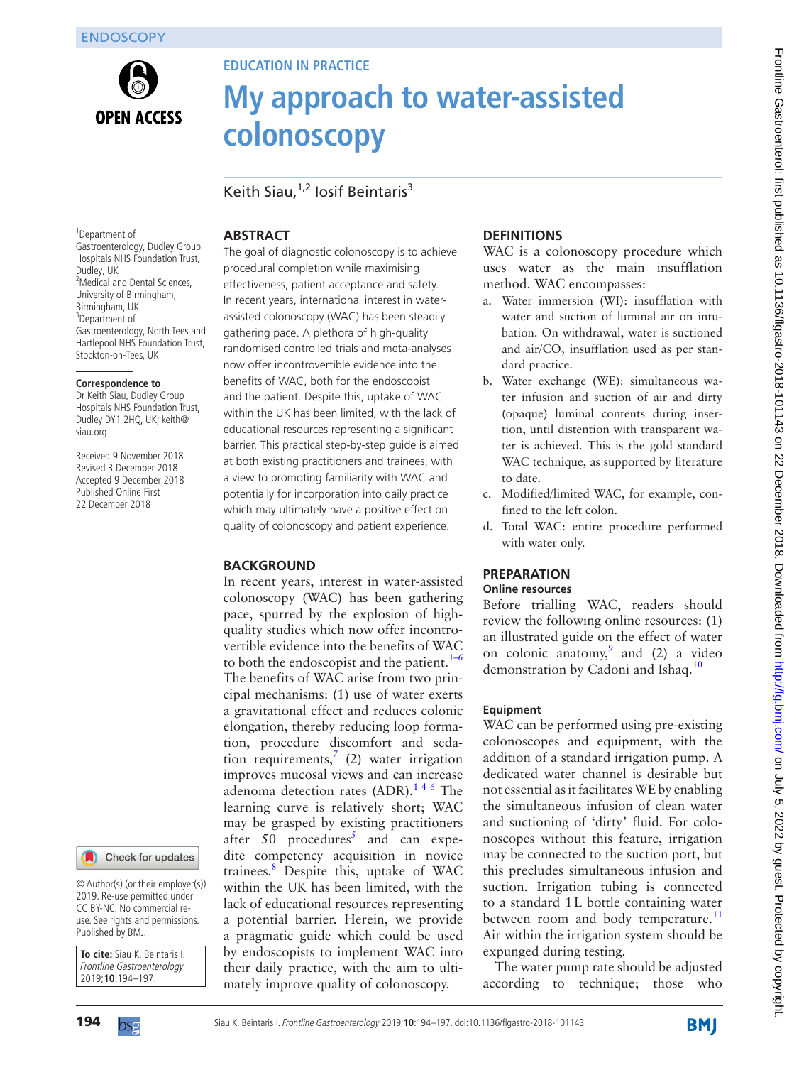# My approach to water-assisted colonoscopy

Keith Siau,[1,2] Iosif Beintaris[3]

[1]Department of Gastroenterology, Dudley Group Hospitals NHS Foundation Trust, Dudley, UK
[2]Medical and Dental Sciences, University of Birmingham, Birmingham, UK
[3]Department of Gastroenterology, North Tees and Hartlepool NHS Foundation Trust, Stockton-on-Tees, UK

**Correspondence to**
Dr Keith Siau, Dudley Group Hospitals NHS Foundation Trust, Dudley DY1 2HQ, UK; keith@siau.org

Received 9 November 2018
Revised 3 December 2018
Accepted 9 December 2018
Published Online First 22 December 2018

© Author(s) (or their employer(s)) 2019. Re-use permitted under CC BY-NC. No commercial re-use. See rights and permissions. Published by BMJ.

**To cite:** Siau K, Beintaris I. *Frontline Gastroenterology* 2019;**10**:194–197.

## ABSTRACT

The goal of diagnostic colonoscopy is to achieve procedural completion while maximising effectiveness, patient acceptance and safety. In recent years, international interest in water-assisted colonoscopy (WAC) has been steadily gathering pace. A plethora of high-quality randomised controlled trials and meta-analyses now offer incontrovertible evidence into the benefits of WAC, both for the endoscopist and the patient. Despite this, uptake of WAC within the UK has been limited, with the lack of educational resources representing a significant barrier. This practical step-by-step guide is aimed at both existing practitioners and trainees, with a view to promoting familiarity with WAC and potentially for incorporation into daily practice which may ultimately have a positive effect on quality of colonoscopy and patient experience.

## BACKGROUND

In recent years, interest in water-assisted colonoscopy (WAC) has been gathering pace, spurred by the explosion of high-quality studies which now offer incontrovertible evidence into the benefits of WAC to both the endoscopist and the patient.[1–6] The benefits of WAC arise from two principal mechanisms: (1) use of water exerts a gravitational effect and reduces colonic elongation, thereby reducing loop formation, procedure discomfort and sedation requirements,[7] (2) water irrigation improves mucosal views and can increase adenoma detection rates (ADR).[1 4 6] The learning curve is relatively short; WAC may be grasped by existing practitioners after 50 procedures[5] and can expedite competency acquisition in novice trainees.[8] Despite this, uptake of WAC within the UK has been limited, with the lack of educational resources representing a potential barrier. Herein, we provide a pragmatic guide which could be used by endoscopists to implement WAC into their daily practice, with the aim to ultimately improve quality of colonoscopy.

## DEFINITIONS

WAC is a colonoscopy procedure which uses water as the main insufflation method. WAC encompasses:

a. Water immersion (WI): insufflation with water and suction of luminal air on intubation. On withdrawal, water is suctioned and air/$CO_2$ insufflation used as per standard practice.
b. Water exchange (WE): simultaneous water infusion and suction of air and dirty (opaque) luminal contents during insertion, until distention with transparent water is achieved. This is the gold standard WAC technique, as supported by literature to date.
c. Modified/limited WAC, for example, confined to the left colon.
d. Total WAC: entire procedure performed with water only.

## PREPARATION

### Online resources

Before trialling WAC, readers should review the following online resources: (1) an illustrated guide on the effect of water on colonic anatomy,[9] and (2) a video demonstration by Cadoni and Ishaq.[10]

### Equipment

WAC can be performed using pre-existing colonoscopes and equipment, with the addition of a standard irrigation pump. A dedicated water channel is desirable but not essential as it facilitates WE by enabling the simultaneous infusion of clean water and suctioning of 'dirty' fluid. For colonoscopes without this feature, irrigation may be connected to the suction port, but this precludes simultaneous infusion and suction. Irrigation tubing is connected to a standard 1 L bottle containing water between room and body temperature.[11] Air within the irrigation system should be expunged during testing.

The water pump rate should be adjusted according to technique; those who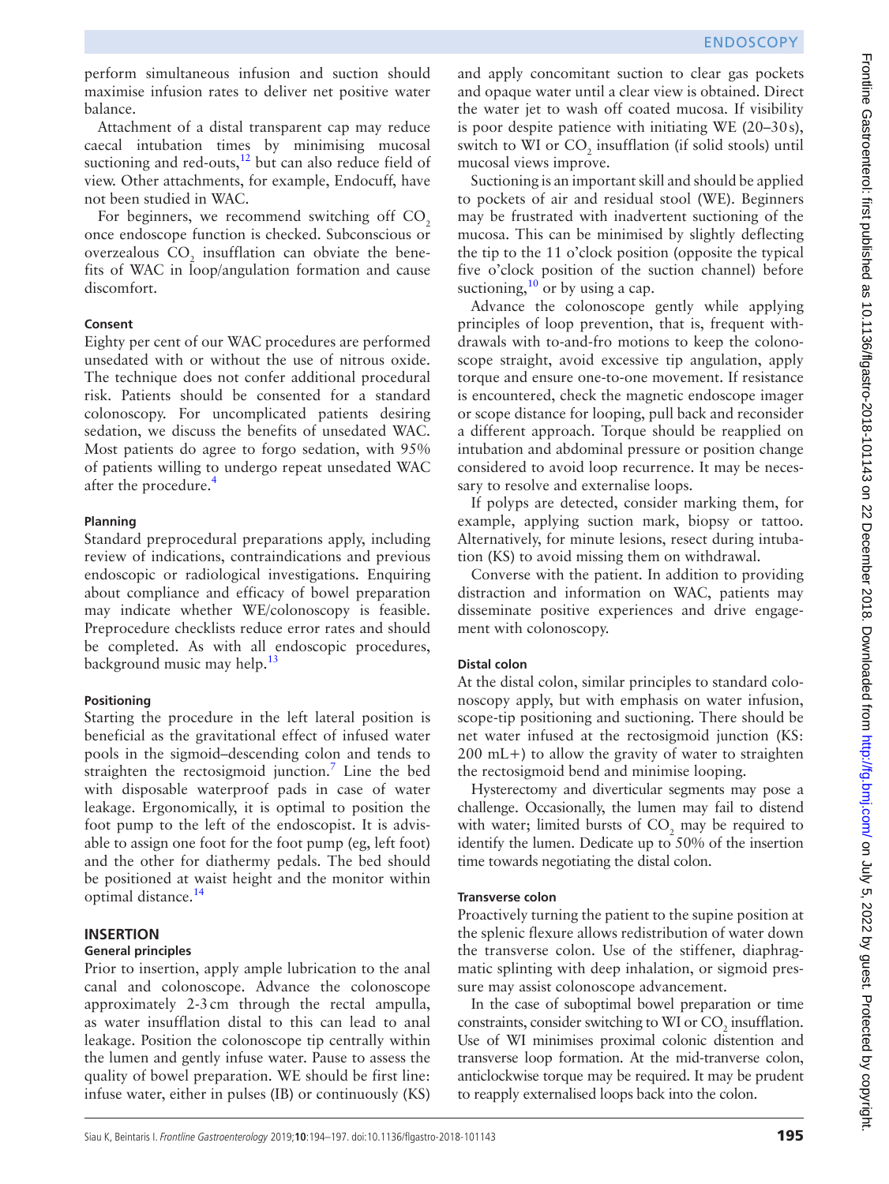perform simultaneous infusion and suction should maximise infusion rates to deliver net positive water balance.

Attachment of a distal transparent cap may reduce caecal intubation times by minimising mucosal suctioning and red-outs,[12] but can also reduce field of view. Other attachments, for example, Endocuff, have not been studied in WAC.

For beginners, we recommend switching off $CO_2$ once endoscope function is checked. Subconscious or overzealous $CO_2$ insufflation can obviate the benefits of WAC in loop/angulation formation and cause discomfort.

#### Consent

Eighty per cent of our WAC procedures are performed unsedated with or without the use of nitrous oxide. The technique does not confer additional procedural risk. Patients should be consented for a standard colonoscopy. For uncomplicated patients desiring sedation, we discuss the benefits of unsedated WAC. Most patients do agree to forgo sedation, with 95% of patients willing to undergo repeat unsedated WAC after the procedure.[4]

#### Planning

Standard preprocedural preparations apply, including review of indications, contraindications and previous endoscopic or radiological investigations. Enquiring about compliance and efficacy of bowel preparation may indicate whether WE/colonoscopy is feasible. Preprocedure checklists reduce error rates and should be completed. As with all endoscopic procedures, background music may help.[13]

#### Positioning

Starting the procedure in the left lateral position is beneficial as the gravitational effect of infused water pools in the sigmoid–descending colon and tends to straighten the rectosigmoid junction.[7] Line the bed with disposable waterproof pads in case of water leakage. Ergonomically, it is optimal to position the foot pump to the left of the endoscopist. It is advisable to assign one foot for the foot pump (eg, left foot) and the other for diathermy pedals. The bed should be positioned at waist height and the monitor within optimal distance.[14]

## INSERTION

### General principles

Prior to insertion, apply ample lubrication to the anal canal and colonoscope. Advance the colonoscope approximately 2-3 cm through the rectal ampulla, as water insufflation distal to this can lead to anal leakage. Position the colonoscope tip centrally within the lumen and gently infuse water. Pause to assess the quality of bowel preparation. WE should be first line: infuse water, either in pulses (IB) or continuously (KS) and apply concomitant suction to clear gas pockets and opaque water until a clear view is obtained. Direct the water jet to wash off coated mucosa. If visibility is poor despite patience with initiating WE (20–30 s), switch to WI or $CO_2$ insufflation (if solid stools) until mucosal views improve.

Suctioning is an important skill and should be applied to pockets of air and residual stool (WE). Beginners may be frustrated with inadvertent suctioning of the mucosa. This can be minimised by slightly deflecting the tip to the 11 o'clock position (opposite the typical five o'clock position of the suction channel) before suctioning,[10] or by using a cap.

Advance the colonoscope gently while applying principles of loop prevention, that is, frequent withdrawals with to-and-fro motions to keep the colonoscope straight, avoid excessive tip angulation, apply torque and ensure one-to-one movement. If resistance is encountered, check the magnetic endoscope imager or scope distance for looping, pull back and reconsider a different approach. Torque should be reapplied on intubation and abdominal pressure or position change considered to avoid loop recurrence. It may be necessary to resolve and externalise loops.

If polyps are detected, consider marking them, for example, applying suction mark, biopsy or tattoo. Alternatively, for minute lesions, resect during intubation (KS) to avoid missing them on withdrawal.

Converse with the patient. In addition to providing distraction and information on WAC, patients may disseminate positive experiences and drive engagement with colonoscopy.

#### Distal colon

At the distal colon, similar principles to standard colonoscopy apply, but with emphasis on water infusion, scope-tip positioning and suctioning. There should be net water infused at the rectosigmoid junction (KS: 200 mL+) to allow the gravity of water to straighten the rectosigmoid bend and minimise looping.

Hysterectomy and diverticular segments may pose a challenge. Occasionally, the lumen may fail to distend with water; limited bursts of $CO_2$ may be required to identify the lumen. Dedicate up to 50% of the insertion time towards negotiating the distal colon.

#### Transverse colon

Proactively turning the patient to the supine position at the splenic flexure allows redistribution of water down the transverse colon. Use of the stiffener, diaphragmatic splinting with deep inhalation, or sigmoid pressure may assist colonoscope advancement.

In the case of suboptimal bowel preparation or time constraints, consider switching to WI or $CO_2$ insufflation. Use of WI minimises proximal colonic distention and transverse loop formation. At the mid-tranverse colon, anticlockwise torque may be required. It may be prudent to reapply externalised loops back into the colon.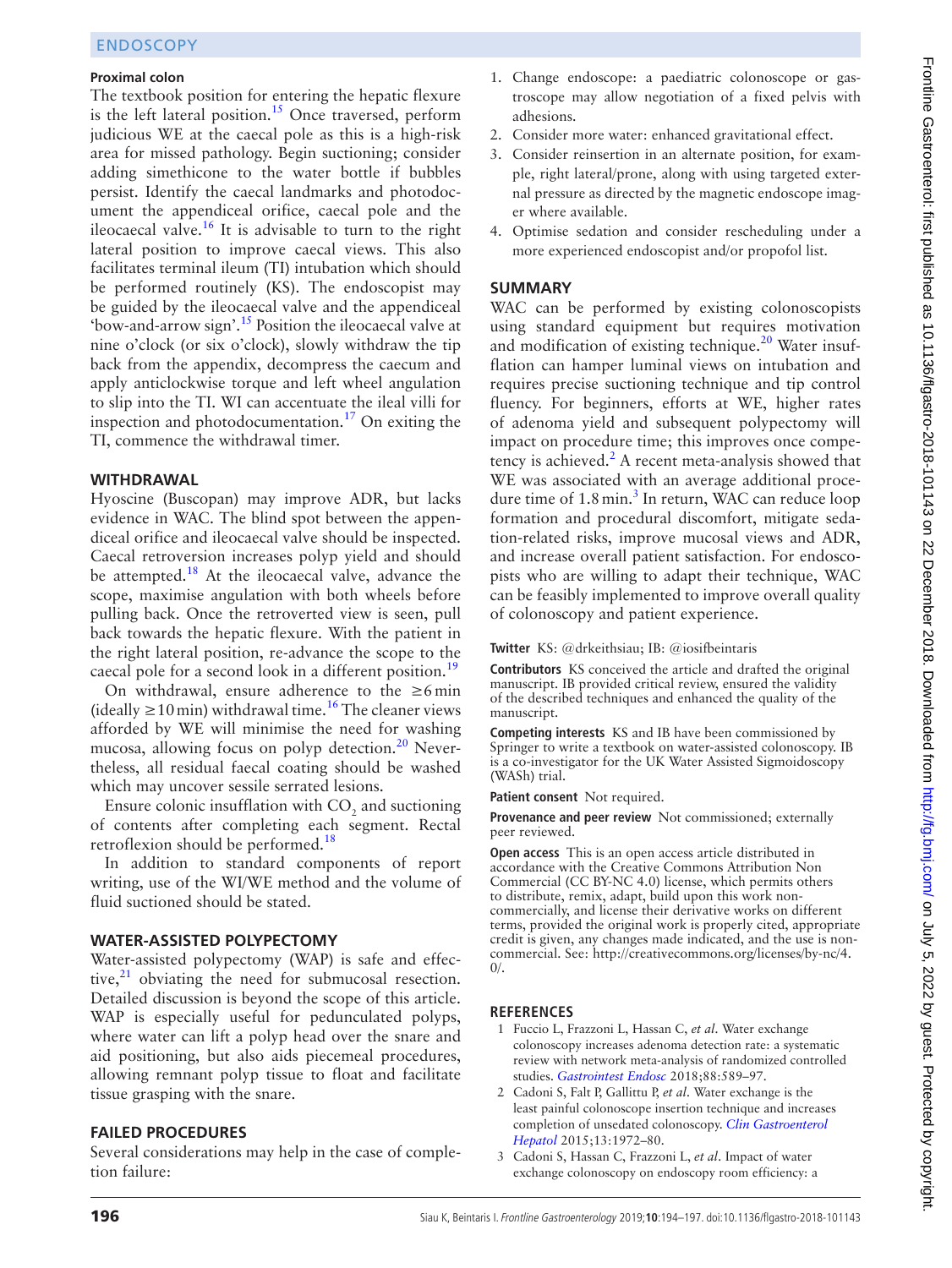#### Proximal colon

The textbook position for entering the hepatic flexure is the left lateral position.[15] Once traversed, perform judicious WE at the caecal pole as this is a high-risk area for missed pathology. Begin suctioning; consider adding simethicone to the water bottle if bubbles persist. Identify the caecal landmarks and photodocument the appendiceal orifice, caecal pole and the ileocaecal valve.[16] It is advisable to turn to the right lateral position to improve caecal views. This also facilitates terminal ileum (TI) intubation which should be performed routinely (KS). The endoscopist may be guided by the ileocaecal valve and the appendiceal 'bow-and-arrow sign'.[15] Position the ileocaecal valve at nine o'clock (or six o'clock), slowly withdraw the tip back from the appendix, decompress the caecum and apply anticlockwise torque and left wheel angulation to slip into the TI. WI can accentuate the ileal villi for inspection and photodocumentation.[17] On exiting the TI, commence the withdrawal timer.

## WITHDRAWAL

Hyoscine (Buscopan) may improve ADR, but lacks evidence in WAC. The blind spot between the appendiceal orifice and ileocaecal valve should be inspected. Caecal retroversion increases polyp yield and should be attempted.[18] At the ileocaecal valve, advance the scope, maximise angulation with both wheels before pulling back. Once the retroverted view is seen, pull back towards the hepatic flexure. With the patient in the right lateral position, re-advance the scope to the caecal pole for a second look in a different position.[19]

On withdrawal, ensure adherence to the ≥6 min (ideally ≥10 min) withdrawal time.[16] The cleaner views afforded by WE will minimise the need for washing mucosa, allowing focus on polyp detection.[20] Nevertheless, all residual faecal coating should be washed which may uncover sessile serrated lesions.

Ensure colonic insufflation with $CO_2$ and suctioning of contents after completing each segment. Rectal retroflexion should be performed.[18]

In addition to standard components of report writing, use of the WI/WE method and the volume of fluid suctioned should be stated.

## WATER-ASSISTED POLYPECTOMY

Water-assisted polypectomy (WAP) is safe and effective,[21] obviating the need for submucosal resection. Detailed discussion is beyond the scope of this article. WAP is especially useful for pedunculated polyps, where water can lift a polyp head over the snare and aid positioning, but also aids piecemeal procedures, allowing remnant polyp tissue to float and facilitate tissue grasping with the snare.

## FAILED PROCEDURES

Several considerations may help in the case of completion failure:

1. Change endoscope: a paediatric colonoscope or gastroscope may allow negotiation of a fixed pelvis with adhesions.
2. Consider more water: enhanced gravitational effect.
3. Consider reinsertion in an alternate position, for example, right lateral/prone, along with using targeted external pressure as directed by the magnetic endoscope imager where available.
4. Optimise sedation and consider rescheduling under a more experienced endoscopist and/or propofol list.

## SUMMARY

WAC can be performed by existing colonoscopists using standard equipment but requires motivation and modification of existing technique.[20] Water insufflation can hamper luminal views on intubation and requires precise suctioning technique and tip control fluency. For beginners, efforts at WE, higher rates of adenoma yield and subsequent polypectomy will impact on procedure time; this improves once competency is achieved.[2] A recent meta-analysis showed that WE was associated with an average additional procedure time of 1.8 min.[3] In return, WAC can reduce loop formation and procedural discomfort, mitigate sedation-related risks, improve mucosal views and ADR, and increase overall patient satisfaction. For endoscopists who are willing to adapt their technique, WAC can be feasibly implemented to improve overall quality of colonoscopy and patient experience.

**Twitter** KS: @drkeithsiau; IB: @iosifbeintaris

**Contributors** KS conceived the article and drafted the original manuscript. IB provided critical review, ensured the validity of the described techniques and enhanced the quality of the manuscript.

**Competing interests** KS and IB have been commissioned by Springer to write a textbook on water-assisted colonoscopy. IB is a co-investigator for the UK Water Assisted Sigmoidoscopy (WASh) trial.

**Patient consent** Not required.

**Provenance and peer review** Not commissioned; externally peer reviewed.

**Open access** This is an open access article distributed in accordance with the Creative Commons Attribution Non Commercial (CC BY-NC 4.0) license, which permits others to distribute, remix, adapt, build upon this work non-commercially, and license their derivative works on different terms, provided the original work is properly cited, appropriate credit is given, any changes made indicated, and the use is non-commercial. See: http://creativecommons.org/licenses/by-nc/4.0/.

## REFERENCES

1. Fuccio L, Frazzoni L, Hassan C, *et al*. Water exchange colonoscopy increases adenoma detection rate: a systematic review with network meta-analysis of randomized controlled studies. *Gastrointest Endosc* 2018;88:589–97.
2. Cadoni S, Falt P, Gallittu P, *et al*. Water exchange is the least painful colonoscope insertion technique and increases completion of unsedated colonoscopy. *Clin Gastroenterol Hepatol* 2015;13:1972–80.
3. Cadoni S, Hassan C, Frazzoni L, *et al*. Impact of water exchange colonoscopy on endoscopy room efficiency: a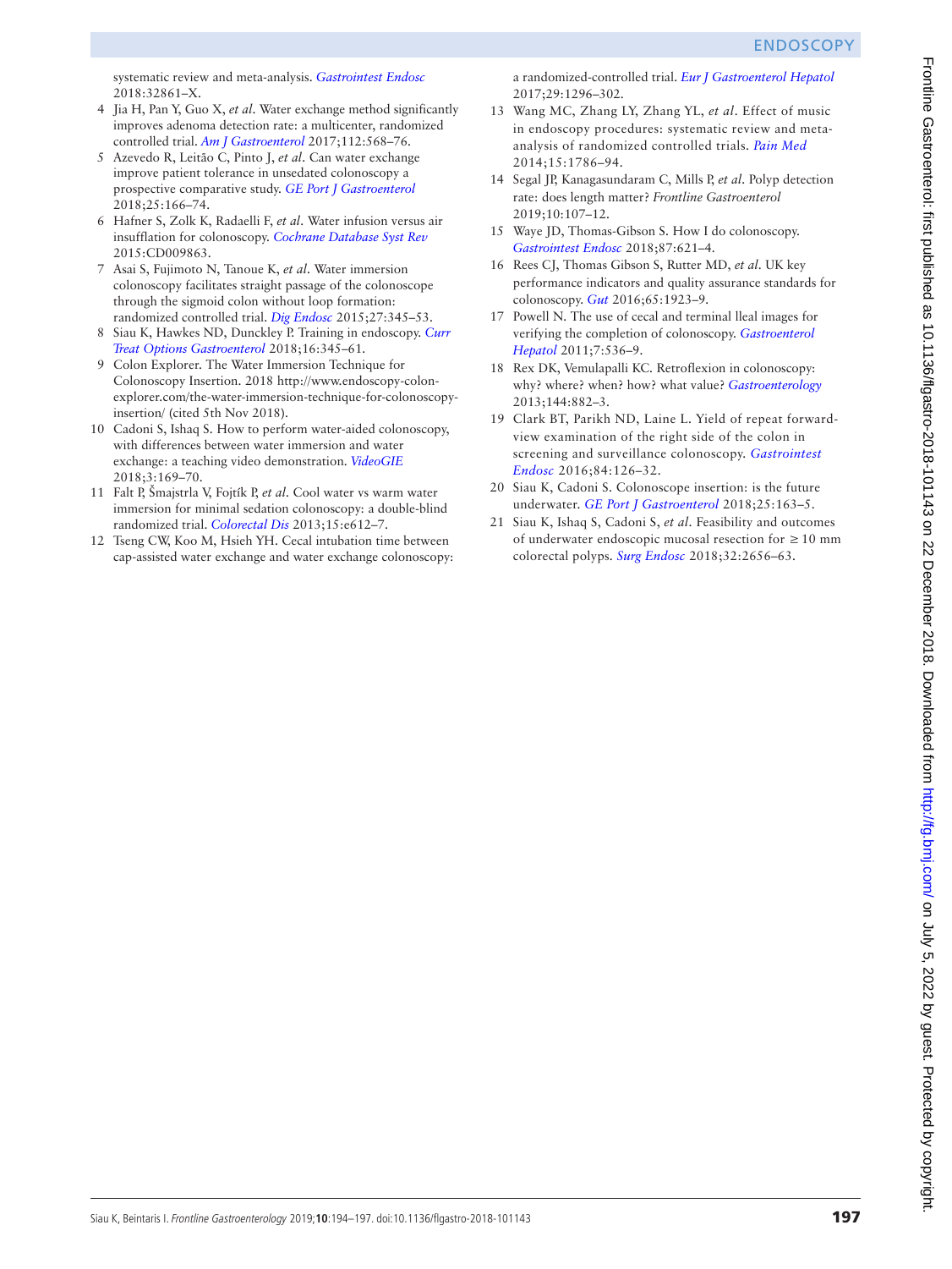systematic review and meta-analysis. *Gastrointest Endosc* 2018:32861–X.

4. Jia H, Pan Y, Guo X, *et al*. Water exchange method significantly improves adenoma detection rate: a multicenter, randomized controlled trial. *Am J Gastroenterol* 2017;112:568–76.
5. Azevedo R, Leitão C, Pinto J, *et al*. Can water exchange improve patient tolerance in unsedated colonoscopy a prospective comparative study. *GE Port J Gastroenterol* 2018;25:166–74.
6. Hafner S, Zolk K, Radaelli F, *et al*. Water infusion versus air insufflation for colonoscopy. *Cochrane Database Syst Rev* 2015:CD009863.
7. Asai S, Fujimoto N, Tanoue K, *et al*. Water immersion colonoscopy facilitates straight passage of the colonoscope through the sigmoid colon without loop formation: randomized controlled trial. *Dig Endosc* 2015;27:345–53.
8. Siau K, Hawkes ND, Dunckley P. Training in endoscopy. *Curr Treat Options Gastroenterol* 2018;16:345–61.
9. Colon Explorer. The Water Immersion Technique for Colonoscopy Insertion. 2018 http://www.endoscopy-colon-explorer.com/the-water-immersion-technique-for-colonoscopy-insertion/ (cited 5th Nov 2018).
10. Cadoni S, Ishaq S. How to perform water-aided colonoscopy, with differences between water immersion and water exchange: a teaching video demonstration. *VideoGIE* 2018;3:169–70.
11. Falt P, Šmajstrla V, Fojtík P, *et al*. Cool water vs warm water immersion for minimal sedation colonoscopy: a double-blind randomized trial. *Colorectal Dis* 2013;15:e612–7.
12. Tseng CW, Koo M, Hsieh YH. Cecal intubation time between cap-assisted water exchange and water exchange colonoscopy: a randomized-controlled trial. *Eur J Gastroenterol Hepatol* 2017;29:1296–302.
13. Wang MC, Zhang LY, Zhang YL, *et al*. Effect of music in endoscopy procedures: systematic review and meta-analysis of randomized controlled trials. *Pain Med* 2014;15:1786–94.
14. Segal JP, Kanagasundaram C, Mills P, *et al*. Polyp detection rate: does length matter? *Frontline Gastroenterol* 2019;10:107–12.
15. Waye JD, Thomas-Gibson S. How I do colonoscopy. *Gastrointest Endosc* 2018;87:621–4.
16. Rees CJ, Thomas Gibson S, Rutter MD, *et al*. UK key performance indicators and quality assurance standards for colonoscopy. *Gut* 2016;65:1923–9.
17. Powell N. The use of cecal and terminal lleal images for verifying the completion of colonoscopy. *Gastroenterol Hepatol* 2011;7:536–9.
18. Rex DK, Vemulapalli KC. Retroflexion in colonoscopy: why? where? when? how? what value? *Gastroenterology* 2013;144:882–3.
19. Clark BT, Parikh ND, Laine L. Yield of repeat forward-view examination of the right side of the colon in screening and surveillance colonoscopy. *Gastrointest Endosc* 2016;84:126–32.
20. Siau K, Cadoni S. Colonoscope insertion: is the future underwater. *GE Port J Gastroenterol* 2018;25:163–5.
21. Siau K, Ishaq S, Cadoni S, *et al*. Feasibility and outcomes of underwater endoscopic mucosal resection for ≥ 10 mm colorectal polyps. *Surg Endosc* 2018;32:2656–63.